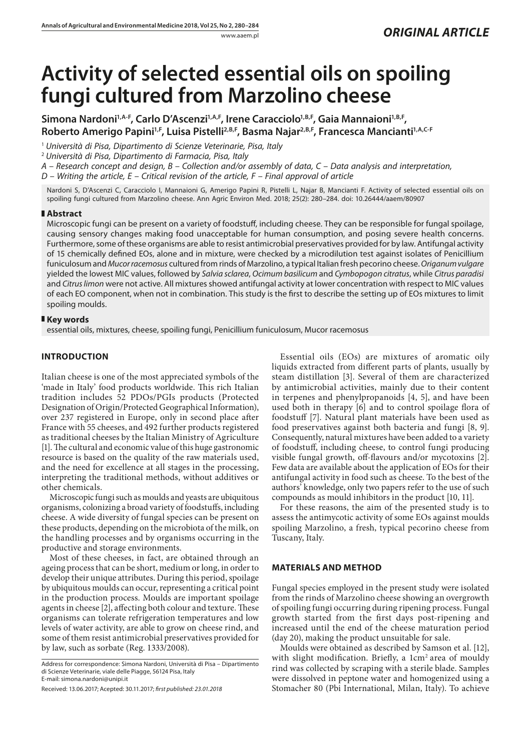ORIGINAL ARTICLE

# Activity of selected essential oils on spoiling fungi cultured from Marzolino cheese

**Simona Nardoni[1,A-F], Carlo D'Ascenzi[1,A,F], Irene Caracciolo[1,B,F], Gaia Mannaioni[1,B,F], Roberto Amerigo Papini[1,F], Luisa Pistelli[2,B,F], Basma Najar[2,B,F], Francesca Mancianti[1,A,C-F]**

[1] *Università di Pisa, Dipartimento di Scienze Veterinarie, Pisa, Italy*

[2] *Università di Pisa, Dipartimento di Farmacia, Pisa, Italy*

*A – Research concept and design, B – Collection and/or assembly of data, C – Data analysis and interpretation, D – Writing the article, E – Critical revision of the article, F – Final approval of article*

Nardoni S, D'Ascenzi C, Caracciolo I, Mannaioni G, Amerigo Papini R, Pistelli L, Najar B, Mancianti F. Activity of selected essential oils on spoiling fungi cultured from Marzolino cheese. Ann Agric Environ Med. 2018; 25(2): 280–284. doi: 10.26444/aaem/80907

## Abstract

Microscopic fungi can be present on a variety of foodstuff, including cheese. They can be responsible for fungal spoilage, causing sensory changes making food unacceptable for human consumption, and posing severe health concerns. Furthermore, some of these organisms are able to resist antimicrobial preservatives provided for by law. Antifungal activity of 15 chemically defined EOs, alone and in mixture, were checked by a microdilution test against isolates of Penicillium funiculosum and *Mucor racemosus* cultured from rinds of Marzolino, a typical Italian fresh pecorino cheese. *Origanum vulgare* yielded the lowest MIC values, followed by *Salvia sclarea*, *Ocimum basilicum* and *Cymbopogon citratus*, while *Citrus paradisi* and *Citrus limon* were not active. All mixtures showed antifungal activity at lower concentration with respect to MIC values of each EO component, when not in combination. This study is the first to describe the setting up of EOs mixtures to limit spoiling moulds.

## Key words

essential oils, mixtures, cheese, spoiling fungi, Penicillium funiculosum, Mucor racemosus

## INTRODUCTION

Italian cheese is one of the most appreciated symbols of the 'made in Italy' food products worldwide. This rich Italian tradition includes 52 PDOs/PGIs products (Protected Designation of Origin/Protected Geographical Information), over 237 registered in Europe, only in second place after France with 55 cheeses, and 492 further products registered as traditional cheeses by the Italian Ministry of Agriculture [1]. The cultural and economic value of this huge gastronomic resource is based on the quality of the raw materials used, and the need for excellence at all stages in the processing, interpreting the traditional methods, without additives or other chemicals.

Microscopic fungi such as moulds and yeasts are ubiquitous organisms, colonizing a broad variety of foodstuffs, including cheese. A wide diversity of fungal species can be present on these products, depending on the microbiota of the milk, on the handling processes and by organisms occurring in the productive and storage environments.

Most of these cheeses, in fact, are obtained through an ageing process that can be short, medium or long, in order to develop their unique attributes. During this period, spoilage by ubiquitous moulds can occur, representing a critical point in the production process. Moulds are important spoilage agents in cheese [2], affecting both colour and texture. These organisms can tolerate refrigeration temperatures and low levels of water activity, are able to grow on cheese rind, and some of them resist antimicrobial preservatives provided for by law, such as sorbate (Reg. 1333/2008).

Address for correspondence: Simona Nardoni, Università di Pisa – Dipartimento di Scienze Veterinarie, viale delle Piagge, 56124 Pisa, Italy
E-mail: simona.nardoni@unipi.it

Received: 13.06.2017; Acepted: 30.11.2017; *first published: 23.01.2018*

Essential oils (EOs) are mixtures of aromatic oily liquids extracted from different parts of plants, usually by steam distillation [3]. Several of them are characterized by antimicrobial activities, mainly due to their content in terpenes and phenylpropanoids [4, 5], and have been used both in therapy [6] and to control spoilage flora of foodstuff [7]. Natural plant materials have been used as food preservatives against both bacteria and fungi [8, 9]. Consequently, natural mixtures have been added to a variety of foodstuff, including cheese, to control fungi producing visible fungal growth, off-flavours and/or mycotoxins [2]. Few data are available about the application of EOs for their antifungal activity in food such as cheese. To the best of the authors' knowledge, only two papers refer to the use of such compounds as mould inhibitors in the product [10, 11].

For these reasons, the aim of the presented study is to assess the antimycotic activity of some EOs against moulds spoiling Marzolino, a fresh, typical pecorino cheese from Tuscany, Italy.

## MATERIALS AND METHOD

Fungal species employed in the present study were isolated from the rinds of Marzolino cheese showing an overgrowth of spoiling fungi occurring during ripening process. Fungal growth started from the first days post-ripening and increased until the end of the cheese maturation period (day 20), making the product unsuitable for sale.

Moulds were obtained as described by Samson et al. [12], with slight modification. Briefly, a 1cm$^2$ area of mouldy rind was collected by scraping with a sterile blade. Samples were dissolved in peptone water and homogenized using a Stomacher 80 (Pbi International, Milan, Italy). To achieve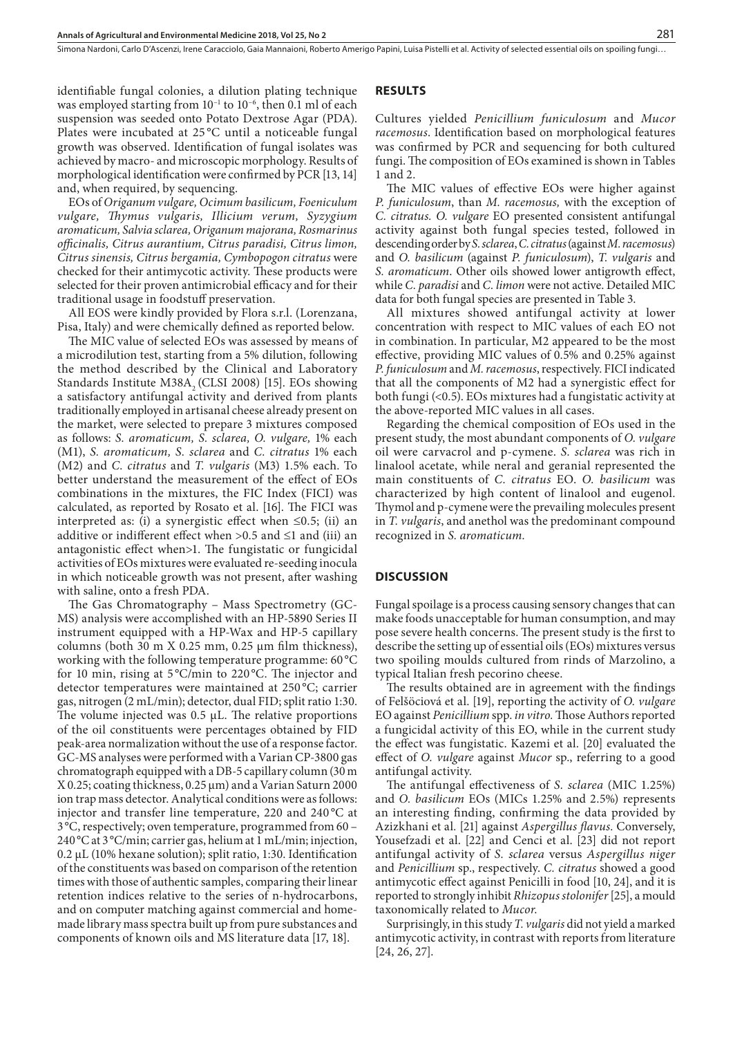identifiable fungal colonies, a dilution plating technique was employed starting from $10^{-1}$ to $10^{-6}$, then 0.1 ml of each suspension was seeded onto Potato Dextrose Agar (PDA). Plates were incubated at 25 °C until a noticeable fungal growth was observed. Identification of fungal isolates was achieved by macro- and microscopic morphology. Results of morphological identification were confirmed by PCR [13, 14] and, when required, by sequencing.

EOs of *Origanum vulgare, Ocimum basilicum, Foeniculum vulgare, Thymus vulgaris, Illicium verum, Syzygium aromaticum, Salvia sclarea, Origanum majorana, Rosmarinus officinalis, Citrus aurantium, Citrus paradisi, Citrus limon, Citrus sinensis, Citrus bergamia, Cymbopogon citratus* were checked for their antimycotic activity. These products were selected for their proven antimicrobial efficacy and for their traditional usage in foodstuff preservation.

All EOS were kindly provided by Flora s.r.l. (Lorenzana, Pisa, Italy) and were chemically defined as reported below.

The MIC value of selected EOs was assessed by means of a microdilution test, starting from a 5% dilution, following the method described by the Clinical and Laboratory Standards Institute M38A$_2$ (CLSI 2008) [15]. EOs showing a satisfactory antifungal activity and derived from plants traditionally employed in artisanal cheese already present on the market, were selected to prepare 3 mixtures composed as follows: *S. aromaticum, S. sclarea, O. vulgare,* 1% each (M1), *S. aromaticum, S. sclarea* and *C. citratus* 1% each (M2) and *C. citratus* and *T. vulgaris* (M3) 1.5% each. To better understand the measurement of the effect of EOs combinations in the mixtures, the FIC Index (FICI) was calculated, as reported by Rosato et al. [16]. The FICI was interpreted as: (i) a synergistic effect when ≤0.5; (ii) an additive or indifferent effect when >0.5 and ≤1 and (iii) an antagonistic effect when>1. The fungistatic or fungicidal activities of EOs mixtures were evaluated re-seeding inocula in which noticeable growth was not present, after washing with saline, onto a fresh PDA.

The Gas Chromatography – Mass Spectrometry (GC-MS) analysis were accomplished with an HP-5890 Series II instrument equipped with a HP-Wax and HP-5 capillary columns (both 30 m X 0.25 mm, 0.25 µm film thickness), working with the following temperature programme: 60 °C for 10 min, rising at 5 °C/min to 220 °C. The injector and detector temperatures were maintained at 250 °C; carrier gas, nitrogen (2 mL/min); detector, dual FID; split ratio 1:30. The volume injected was 0.5 µL. The relative proportions of the oil constituents were percentages obtained by FID peak-area normalization without the use of a response factor. GC-MS analyses were performed with a Varian CP-3800 gas chromatograph equipped with a DB-5 capillary column (30 m X 0.25; coating thickness, 0.25 µm) and a Varian Saturn 2000 ion trap mass detector. Analytical conditions were as follows: injector and transfer line temperature, 220 and 240 °C at 3 °C, respectively; oven temperature, programmed from 60 – 240 °C at 3 °C/min; carrier gas, helium at 1 mL/min; injection, 0.2 µL (10% hexane solution); split ratio, 1:30. Identification of the constituents was based on comparison of the retention times with those of authentic samples, comparing their linear retention indices relative to the series of n-hydrocarbons, and on computer matching against commercial and home-made library mass spectra built up from pure substances and components of known oils and MS literature data [17, 18].

## RESULTS

Cultures yielded *Penicillium funiculosum* and *Mucor racemosus*. Identification based on morphological features was confirmed by PCR and sequencing for both cultured fungi. The composition of EOs examined is shown in Tables 1 and 2.

The MIC values of effective EOs were higher against *P. funiculosum*, than *M. racemosus,* with the exception of *C. citratus. O. vulgare* EO presented consistent antifungal activity against both fungal species tested, followed in descending order by *S. sclarea*, *C. citratus* (against *M. racemosus*) and *O. basilicum* (against *P. funiculosum*), *T. vulgaris* and *S. aromaticum*. Other oils showed lower antigrowth effect, while *C. paradisi* and *C. limon* were not active. Detailed MIC data for both fungal species are presented in Table 3.

All mixtures showed antifungal activity at lower concentration with respect to MIC values of each EO not in combination. In particular, M2 appeared to be the most effective, providing MIC values of 0.5% and 0.25% against *P. funiculosum* and *M. racemosus*, respectively. FICI indicated that all the components of M2 had a synergistic effect for both fungi (<0.5). EOs mixtures had a fungistatic activity at the above-reported MIC values in all cases.

Regarding the chemical composition of EOs used in the present study, the most abundant components of *O. vulgare* oil were carvacrol and p-cymene. *S. sclarea* was rich in linalool acetate, while neral and geranial represented the main constituents of *C. citratus* EO. *O. basilicum* was characterized by high content of linalool and eugenol. Thymol and p-cymene were the prevailing molecules present in *T. vulgaris*, and anethol was the predominant compound recognized in *S. aromaticum*.

## DISCUSSION

Fungal spoilage is a process causing sensory changes that can make foods unacceptable for human consumption, and may pose severe health concerns. The present study is the first to describe the setting up of essential oils (EOs) mixtures versus two spoiling moulds cultured from rinds of Marzolino, a typical Italian fresh pecorino cheese.

The results obtained are in agreement with the findings of Felšöciová et al. [19], reporting the activity of *O. vulgare* EO against *Penicillium* spp. *in vitro.* Those Authors reported a fungicidal activity of this EO, while in the current study the effect was fungistatic. Kazemi et al. [20] evaluated the effect of *O. vulgare* against *Mucor* sp., referring to a good antifungal activity.

The antifungal effectiveness of *S. sclarea* (MIC 1.25%) and *O. basilicum* EOs (MICs 1.25% and 2.5%) represents an interesting finding, confirming the data provided by Azizkhani et al. [21] against *Aspergillus flavus.* Conversely, Yousefzadi et al. [22] and Cenci et al. [23] did not report antifungal activity of *S. sclarea* versus *Aspergillus niger* and *Penicillium* sp., respectively. *C. citratus* showed a good antimycotic effect against Penicilli in food [10, 24], and it is reported to strongly inhibit *Rhizopus stolonifer* [25], a mould taxonomically related to *Mucor.*

Surprisingly, in this study *T. vulgaris* did not yield a marked antimycotic activity, in contrast with reports from literature [24, 26, 27].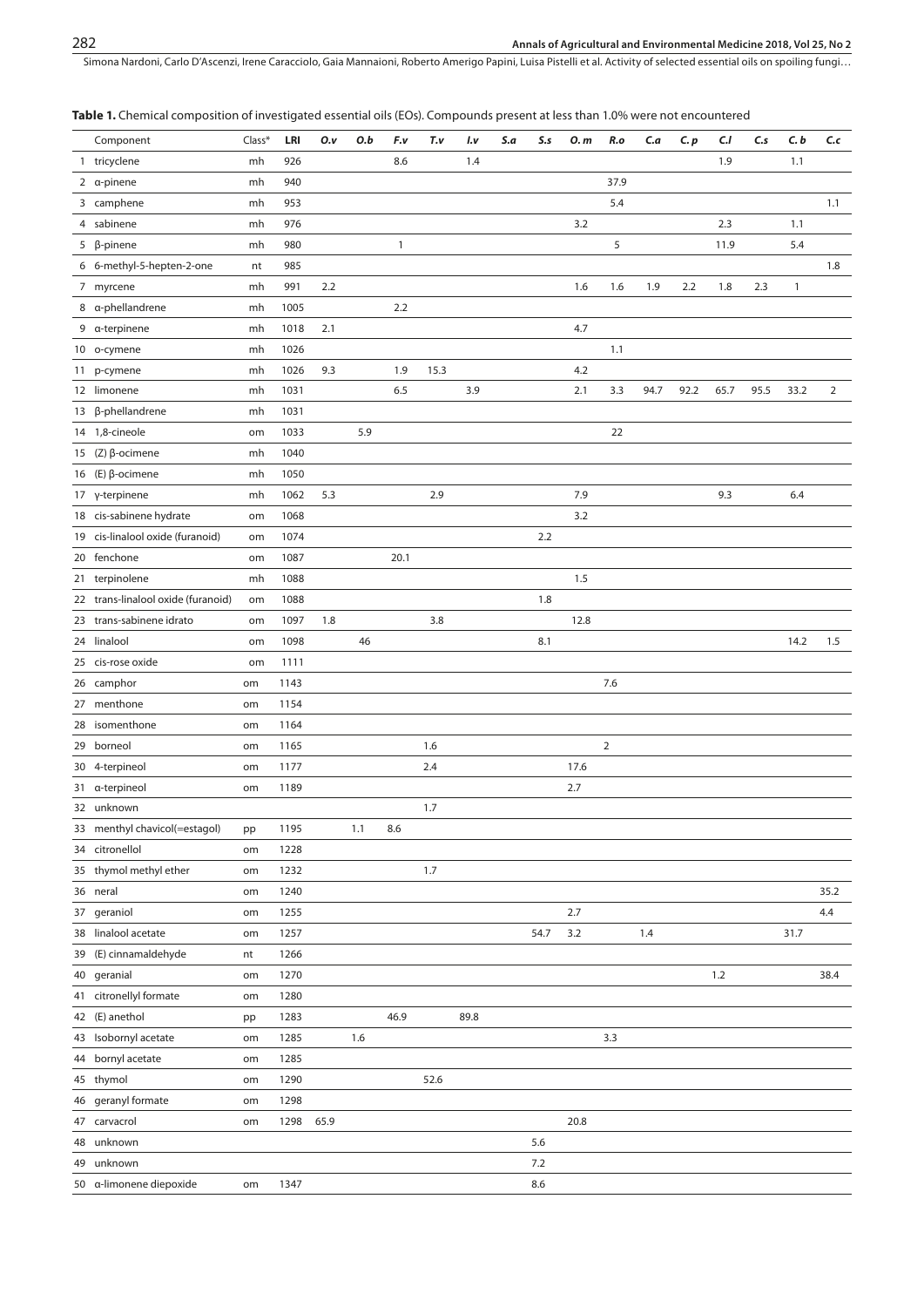**Table 1.** Chemical composition of investigated essential oils (EOs). Compounds present at less than 1.0% were not encountered

| | Component | Class* | LRI | *O.v* | *O.b* | *F.v* | *T.v* | *I.v* | *S.a* | *S.s* | *O. m* | *R.o* | *C.a* | *C. p* | *C.l* | *C.s* | *C. b* | *C.c* |
|---|---|---|---|---|---|---|---|---|---|---|---|---|---|---|---|---|---|---|
| 1 | tricyclene | mh | 926 | | | 8.6 | | 1.4 | | | | | | | 1.9 | | 1.1 | |
| 2 | α-pinene | mh | 940 | | | | | | | | | 37.9 | | | | | | |
| 3 | camphene | mh | 953 | | | | | | | | | 5.4 | | | | | | 1.1 |
| 4 | sabinene | mh | 976 | | | | | | | | 3.2 | | | | 2.3 | | 1.1 | |
| 5 | β-pinene | mh | 980 | | | 1 | | | | | | 5 | | | 11.9 | | 5.4 | |
| 6 | 6-methyl-5-hepten-2-one | nt | 985 | | | | | | | | | | | | | | | 1.8 |
| 7 | myrcene | mh | 991 | 2.2 | | | | | | | 1.6 | 1.6 | 1.9 | 2.2 | 1.8 | 2.3 | 1 | |
| 8 | α-phellandrene | mh | 1005 | | | 2.2 | | | | | | | | | | | | |
| 9 | α-terpinene | mh | 1018 | 2.1 | | | | | | | 4.7 | | | | | | | |
| 10 | o-cymene | mh | 1026 | | | | | | | | | 1.1 | | | | | | |
| 11 | p-cymene | mh | 1026 | 9.3 | | 1.9 | 15.3 | | | | 4.2 | | | | | | | |
| 12 | limonene | mh | 1031 | | | 6.5 | | 3.9 | | | 2.1 | 3.3 | 94.7 | 92.2 | 65.7 | 95.5 | 33.2 | 2 |
| 13 | β-phellandrene | mh | 1031 | | | | | | | | | | | | | | | |
| 14 | 1,8-cineole | om | 1033 | | 5.9 | | | | | | | 22 | | | | | | |
| 15 | (Z) β-ocimene | mh | 1040 | | | | | | | | | | | | | | | |
| 16 | (E) β-ocimene | mh | 1050 | | | | | | | | | | | | | | | |
| 17 | γ-terpinene | mh | 1062 | 5.3 | | | 2.9 | | | | 7.9 | | | | 9.3 | | 6.4 | |
| 18 | cis-sabinene hydrate | om | 1068 | | | | | | | | 3.2 | | | | | | | |
| 19 | cis-linalool oxide (furanoid) | om | 1074 | | | | | | | 2.2 | | | | | | | | |
| 20 | fenchone | om | 1087 | | | 20.1 | | | | | | | | | | | | |
| 21 | terpinolene | mh | 1088 | | | | | | | | 1.5 | | | | | | | |
| 22 | trans-linalool oxide (furanoid) | om | 1088 | | | | | | | 1.8 | | | | | | | | |
| 23 | trans-sabinene idrato | om | 1097 | 1.8 | | | 3.8 | | | | 12.8 | | | | | | | |
| 24 | linalool | om | 1098 | | 46 | | | | | 8.1 | | | | | | | 14.2 | 1.5 |
| 25 | cis-rose oxide | om | 1111 | | | | | | | | | | | | | | | |
| 26 | camphor | om | 1143 | | | | | | | | | 7.6 | | | | | | |
| 27 | menthone | om | 1154 | | | | | | | | | | | | | | | |
| 28 | isomenthone | om | 1164 | | | | | | | | | | | | | | | |
| 29 | borneol | om | 1165 | | | | 1.6 | | | | | 2 | | | | | | |
| 30 | 4-terpineol | om | 1177 | | | | 2.4 | | | | 17.6 | | | | | | | |
| 31 | α-terpineol | om | 1189 | | | | | | | | 2.7 | | | | | | | |
| 32 | unknown | | | | | | 1.7 | | | | | | | | | | | |
| 33 | menthyl chavicol(=estagol) | pp | 1195 | | 1.1 | 8.6 | | | | | | | | | | | | |
| 34 | citronellol | om | 1228 | | | | | | | | | | | | | | | |
| 35 | thymol methyl ether | om | 1232 | | | | 1.7 | | | | | | | | | | | |
| 36 | neral | om | 1240 | | | | | | | | | | | | | | | 35.2 |
| 37 | geraniol | om | 1255 | | | | | | | | 2.7 | | | | | | | 4.4 |
| 38 | linalool acetate | om | 1257 | | | | | | | 54.7 | 3.2 | | 1.4 | | | | 31.7 | |
| 39 | (E) cinnamaldehyde | nt | 1266 | | | | | | | | | | | | | | | |
| 40 | geranial | om | 1270 | | | | | | | | | | | | 1.2 | | | 38.4 |
| 41 | citronellyl formate | om | 1280 | | | | | | | | | | | | | | | |
| 42 | (E) anethol | pp | 1283 | | | 46.9 | | 89.8 | | | | | | | | | | |
| 43 | Isobornyl acetate | om | 1285 | | 1.6 | | | | | | | 3.3 | | | | | | |
| 44 | bornyl acetate | om | 1285 | | | | | | | | | | | | | | | |
| 45 | thymol | om | 1290 | | | | 52.6 | | | | | | | | | | | |
| 46 | geranyl formate | om | 1298 | | | | | | | | | | | | | | | |
| 47 | carvacrol | om | 1298 | 65.9 | | | | | | | 20.8 | | | | | | | |
| 48 | unknown | | | | | | | | | 5.6 | | | | | | | | |
| 49 | unknown | | | | | | | | | 7.2 | | | | | | | | |
| 50 | α-limonene diepoxide | om | 1347 | | | | | | | 8.6 | | | | | | | | |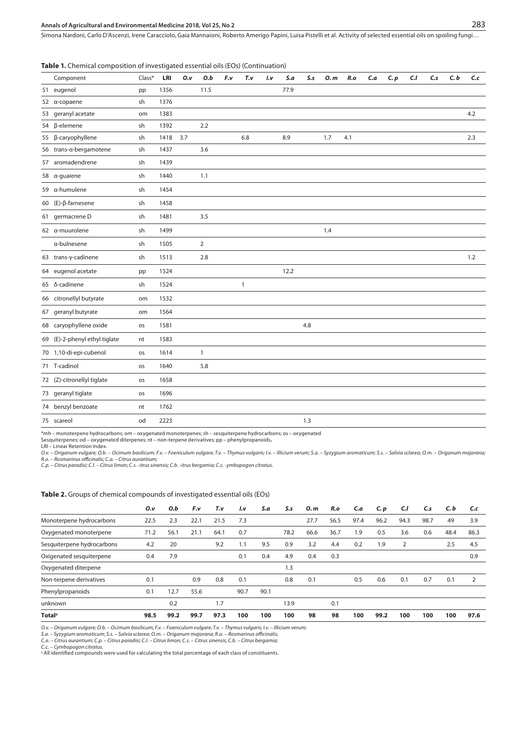**Table 1.** Chemical composition of investigated essential oils (EOs) (Continuation)

| | Component | Class* | LRI | *O.v* | *O.b* | *F.v* | *T.v* | *I.v* | *S.a* | *S.s* | *O. m* | *R.o* | *C.a* | *C. p* | *C.l* | *C.s* | *C. b* | *C.c* |
|---|---|---|---|---|---|---|---|---|---|---|---|---|---|---|---|---|---|---|
| 51 | eugenol | pp | 1356 | | 11.5 | | | | 77.9 | | | | | | | | | |
| 52 | α-copaene | sh | 1376 | | | | | | | | | | | | | | | |
| 53 | geranyl acetate | om | 1383 | | | | | | | | | | | | | | | 4.2 |
| 54 | β-elemene | sh | 1392 | | 2.2 | | | | | | | | | | | | | |
| 55 | β-caryophyllene | sh | 1418 | 3.7 | | | 6.8 | | 8.9 | | 1.7 | 4.1 | | | | | | 2.3 |
| 56 | trans-α-bergamotene | sh | 1437 | | 3.6 | | | | | | | | | | | | | |
| 57 | aromadendrene | sh | 1439 | | | | | | | | | | | | | | | |
| 58 | α-guaiene | sh | 1440 | | 1.1 | | | | | | | | | | | | | |
| 59 | α-humulene | sh | 1454 | | | | | | | | | | | | | | | |
| 60 | (E)-β-farnesene | sh | 1458 | | | | | | | | | | | | | | | |
| 61 | germacrene D | sh | 1481 | | 3.5 | | | | | | | | | | | | | |
| 62 | α-muurolene | sh | 1499 | | | | | | | | 1.4 | | | | | | | |
| | α-bulnesene | sh | 1505 | | 2 | | | | | | | | | | | | | |
| 63 | trans-γ-cadinene | sh | 1513 | | 2.8 | | | | | | | | | | | | | 1.2 |
| 64 | eugenol acetate | pp | 1524 | | | | | | 12.2 | | | | | | | | | |
| 65 | δ-cadinene | sh | 1524 | | | | 1 | | | | | | | | | | | |
| 66 | citronellyl butyrate | om | 1532 | | | | | | | | | | | | | | | |
| 67 | geranyl butyrate | om | 1564 | | | | | | | | | | | | | | | |
| 68 | caryophyllene oxide | os | 1581 | | | | | | | 4.8 | | | | | | | | |
| 69 | (E)-2-phenyl ethyl tiglate | nt | 1583 | | | | | | | | | | | | | | | |
| 70 | 1,10-di-epi-cubenol | os | 1614 | | 1 | | | | | | | | | | | | | |
| 71 | T-cadinol | os | 1640 | | 5.8 | | | | | | | | | | | | | |
| 72 | (Z)-citronellyl tiglate | os | 1658 | | | | | | | | | | | | | | | |
| 73 | geranyl tiglate | os | 1696 | | | | | | | | | | | | | | | |
| 74 | benzyl benzoate | nt | 1762 | | | | | | | | | | | | | | | |
| 75 | scareol | od | 2223 | | | | | | | 1.3 | | | | | | | | |

*mh – monoterpene hydrocarbons; om – oxygenated monoterpenes; sh – sesquiterpene hydrocarbons; os – oxygenated Sesquiterpenes; od – oxygenated diterpenes; nt – non-terpene derivatives; pp – phenylpropanoids.
LRI – Linear Retention Index.
*O.v. – Origanum vulgare; O.b. – Ocimum basilicum; F.v. – Foeniculum vulgare; T.v. – Thymus vulgaris; I.v. – Illicium verum; S.a. – Syzygium aromaticum; S.s. – Salvia sclarea; O.m. – Origanum majorana; R.o. – Rosmarinus officinalis; C.a. – Citrus aurantium;*
*C.p. – Citrus paradisi; C.l. – Citrus limon; C.s. -itrus sinensis; C.b. -itrus bergamia; C.c. -ymbopogon citratus.*

**Table 2.** Groups of chemical compounds of investigated essential oils (EOs)

| | *O.v* | *O.b* | *F.v* | *T.v* | *I.v* | *S.a* | *S.s* | *O. m* | *R.o* | *C.a* | *C. p* | *C.l* | *C.s* | *C. b* | *C.c* |
|---|---|---|---|---|---|---|---|---|---|---|---|---|---|---|---|
| Monoterpene hydrocarbons | 22.5 | 2.3 | 22.1 | 21.5 | 7.3 | | | 27.7 | 56.5 | 97.4 | 96.2 | 94.3 | 98.7 | 49 | 3.9 |
| Oxygenated monoterpene | 71.2 | 56.1 | 21.1 | 64.1 | 0.7 | | 78.2 | 66.6 | 36.7 | 1.9 | 0.5 | 3.6 | 0.6 | 48.4 | 86.3 |
| Sesquiterpene hydrocarbons | 4.2 | 20 | | 9.2 | 1.1 | 9.5 | 0.9 | 3.2 | 4.4 | 0.2 | 1.9 | 2 | | 2.5 | 4.5 |
| Oxigenated sesquiterpene | 0.4 | 7.9 | | | 0.1 | 0.4 | 4.9 | 0.4 | 0.3 | | | | | | 0.9 |
| Oxygenated diterpene | | | | | | | 1.3 | | | | | | | | |
| Non-terpene derivatives | 0.1 | | 0.9 | 0.8 | 0.1 | | 0.8 | 0.1 | | 0.5 | 0.6 | 0.1 | 0.7 | 0.1 | 2 |
| Phenylpropanoids | 0.1 | 12.7 | 55.6 | | 90.7 | 90.1 | | | | | | | | | |
| unknown | | 0.2 | | 1.7 | | | 13.9 | | 0.1 | | | | | | |
| **Total[a]** | **98.5** | **99.2** | **99.7** | **97.3** | **100** | **100** | **100** | **98** | **98** | **100** | **99.2** | **100** | **100** | **100** | **97.6** |

*O.v. – Origanum vulgare; O.b. – Ocimum basilicum; F.v. – Foeniculum vulgare; T.v. – Thymus vulgaris; I.v. – Illicium verum;*
*S.a. – Syzygium aromaticum; S.s. – Salvia sclarea; O.m. – Origanum majorana; R.o. – Rosmarinus officinalis;*
*C.a. – Citrus aurantium; C.p. – Citrus paradisi; C.l. – Citrus limon; C.s. – Citrus sinensis; C.b. – Citrus bergamia;*
*C.c. – Cymbopogon citratus.*
[a] All identified compounds were used for calculating the total percentage of each class of constituents.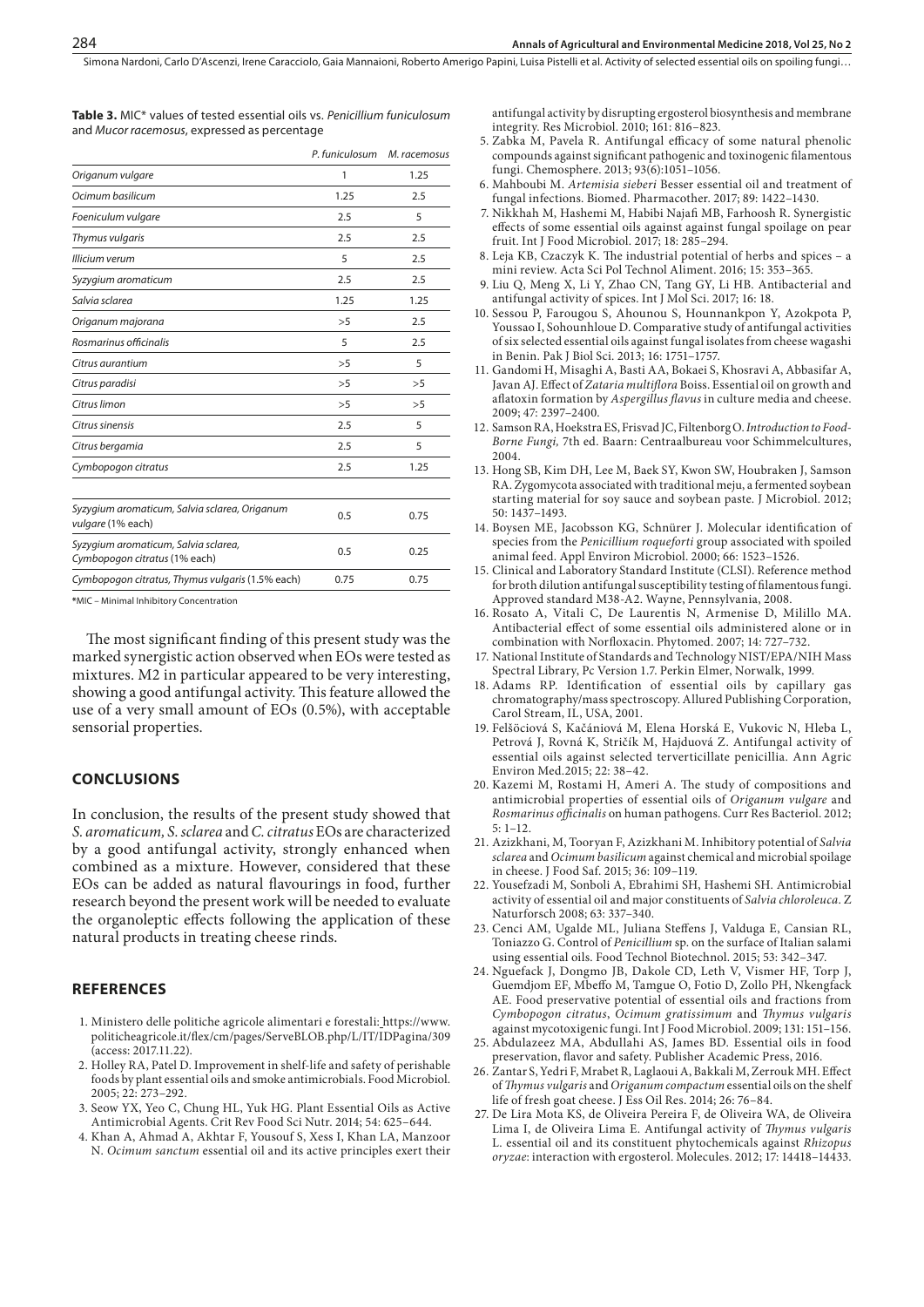**Table 3.** MIC* values of tested essential oils vs. *Penicillium funiculosum* and *Mucor racemosus*, expressed as percentage

| | *P. funiculosum* | *M. racemosus* |
|---|---|---|
| *Origanum vulgare* | 1 | 1.25 |
| *Ocimum basilicum* | 1.25 | 2.5 |
| *Foeniculum vulgare* | 2.5 | 5 |
| *Thymus vulgaris* | 2.5 | 2.5 |
| *Illicium verum* | 5 | 2.5 |
| *Syzygium aromaticum* | 2.5 | 2.5 |
| *Salvia sclarea* | 1.25 | 1.25 |
| *Origanum majorana* | >5 | 2.5 |
| *Rosmarinus officinalis* | 5 | 2.5 |
| *Citrus aurantium* | >5 | 5 |
| *Citrus paradisi* | >5 | >5 |
| *Citrus limon* | >5 | >5 |
| *Citrus sinensis* | 2.5 | 5 |
| *Citrus bergamia* | 2.5 | 5 |
| *Cymbopogon citratus* | 2.5 | 1.25 |
| *Syzygium aromaticum, Salvia sclarea, Origanum vulgare* (1% each) | 0.5 | 0.75 |
| *Syzygium aromaticum, Salvia sclarea, Cymbopogon citratus* (1% each) | 0.5 | 0.25 |
| *Cymbopogon citratus, Thymus vulgaris* (1.5% each) | 0.75 | 0.75 |

*MIC – Minimal Inhibitory Concentration

The most significant finding of this present study was the marked synergistic action observed when EOs were tested as mixtures. M2 in particular appeared to be very interesting, showing a good antifungal activity. This feature allowed the use of a very small amount of EOs (0.5%), with acceptable sensorial properties.

## CONCLUSIONS

In conclusion, the results of the present study showed that *S. aromaticum, S. sclarea* and *C. citratus* EOs are characterized by a good antifungal activity, strongly enhanced when combined as a mixture. However, considered that these EOs can be added as natural flavourings in food, further research beyond the present work will be needed to evaluate the organoleptic effects following the application of these natural products in treating cheese rinds.

## REFERENCES

1. Ministero delle politiche agricole alimentari e forestali: https://www.politicheagricole.it/flex/cm/pages/ServeBLOB.php/L/IT/IDPagina/309 (access: 2017.11.22).
2. Holley RA, Patel D. Improvement in shelf-life and safety of perishable foods by plant essential oils and smoke antimicrobials. Food Microbiol. 2005; 22: 273–292.
3. Seow YX, Yeo C, Chung HL, Yuk HG. Plant Essential Oils as Active Antimicrobial Agents. Crit Rev Food Sci Nutr. 2014; 54: 625–644.
4. Khan A, Ahmad A, Akhtar F, Yousouf S, Xess I, Khan LA, Manzoor N. *Ocimum sanctum* essential oil and its active principles exert their antifungal activity by disrupting ergosterol biosynthesis and membrane integrity. Res Microbiol. 2010; 161: 816–823.
5. Zabka M, Pavela R. Antifungal efficacy of some natural phenolic compounds against significant pathogenic and toxinogenic filamentous fungi. Chemosphere. 2013; 93(6):1051–1056.
6. Mahboubi M. *Artemisia sieberi* Besser essential oil and treatment of fungal infections. Biomed. Pharmacother. 2017; 89: 1422–1430.
7. Nikkhah M, Hashemi M, Habibi Najafi MB, Farhoosh R. Synergistic effects of some essential oils against against fungal spoilage on pear fruit. Int J Food Microbiol. 2017; 18: 285–294.
8. Leja KB, Czaczyk K. The industrial potential of herbs and spices – a mini review. Acta Sci Pol Technol Aliment. 2016; 15: 353–365.
9. Liu Q, Meng X, Li Y, Zhao CN, Tang GY, Li HB. Antibacterial and antifungal activity of spices. Int J Mol Sci. 2017; 16: 18.
10. Sessou P, Farougou S, Ahounou S, Hounnankpon Y, Azokpota P, Youssao I, Sohounhloue D. Comparative study of antifungal activities of six selected essential oils against fungal isolates from cheese wagashi in Benin. Pak J Biol Sci. 2013; 16: 1751–1757.
11. Gandomi H, Misaghi A, Basti AA, Bokaei S, Khosravi A, Abbasifar A, Javan AJ. Effect of *Zataria multiflora* Boiss. Essential oil on growth and aflatoxin formation by *Aspergillus flavus* in culture media and cheese. 2009; 47: 2397–2400.
12. Samson RA, Hoekstra ES, Frisvad JC, Filtenborg O. *Introduction to Food-Borne Fungi*, 7th ed. Baarn: Centraalbureau voor Schimmelcultures, 2004.
13. Hong SB, Kim DH, Lee M, Baek SY, Kwon SW, Houbraken J, Samson RA. Zygomycota associated with traditional meju, a fermented soybean starting material for soy sauce and soybean paste. J Microbiol. 2012; 50: 1437–1493.
14. Boysen ME, Jacobsson KG, Schnürer J. Molecular identification of species from the *Penicillium roqueforti* group associated with spoiled animal feed. Appl Environ Microbiol. 2000; 66: 1523–1526.
15. Clinical and Laboratory Standard Institute (CLSI). Reference method for broth dilution antifungal susceptibility testing of filamentous fungi. Approved standard M38-A2. Wayne, Pennsylvania, 2008.
16. Rosato A, Vitali C, De Laurentis N, Armenise D, Milillo MA. Antibacterial effect of some essential oils administered alone or in combination with Norfloxacin. Phytomed. 2007; 14: 727–732.
17. National Institute of Standards and Technology NIST/EPA/NIH Mass Spectral Library, Pc Version 1.7. Perkin Elmer, Norwalk, 1999.
18. Adams RP. Identification of essential oils by capillary gas chromatography/mass spectroscopy. Allured Publishing Corporation, Carol Stream, IL, USA, 2001.
19. Felšöciová S, Kačániová M, Elena Horská E, Vukovic N, Hleba L, Petrová J, Rovná K, Stričík M, Hajduová Z. Antifungal activity of essential oils against selected terverticillate penicillia. Ann Agric Environ Med.2015; 22: 38–42.
20. Kazemi M, Rostami H, Ameri A. The study of compositions and antimicrobial properties of essential oils of *Origanum vulgare* and *Rosmarinus officinalis* on human pathogens. Curr Res Bacteriol. 2012; 5: 1–12.
21. Azizkhani, M, Tooryan F, Azizkhani M. Inhibitory potential of *Salvia sclarea* and *Ocimum basilicum* against chemical and microbial spoilage in cheese. J Food Saf. 2015; 36: 109–119.
22. Yousefzadi M, Sonboli A, Ebrahimi SH, Hashemi SH. Antimicrobial activity of essential oil and major constituents of *Salvia chloroleuca*. Z Naturforsch 2008; 63: 337–340.
23. Cenci AM, Ugalde ML, Juliana Steffens J, Valduga E, Cansian RL, Toniazzo G. Control of *Penicillium* sp. on the surface of Italian salami using essential oils. Food Technol Biotechnol. 2015; 53: 342–347.
24. Nguefack J, Dongmo JB, Dakole CD, Leth V, Vismer HF, Torp J, Guemdjom EF, Mbeffo M, Tamgue O, Fotio D, Zollo PH, Nkengfack AE. Food preservative potential of essential oils and fractions from *Cymbopogon citratus*, *Ocimum gratissimum* and *Thymus vulgaris* against mycotoxigenic fungi. Int J Food Microbiol. 2009; 131: 151–156.
25. Abdulazeez MA, Abdullahi AS, James BD. Essential oils in food preservation, flavor and safety. Publisher Academic Press, 2016.
26. Zantar S, Yedri F, Mrabet R, Laglaoui A, Bakkali M, Zerrouk MH. Effect of *Thymus vulgaris* and *Origanum compactum* essential oils on the shelf life of fresh goat cheese. J Ess Oil Res. 2014; 26: 76–84.
27. De Lira Mota KS, de Oliveira Pereira F, de Oliveira WA, de Oliveira Lima I, de Oliveira Lima E. Antifungal activity of *Thymus vulgaris* L. essential oil and its constituent phytochemicals against *Rhizopus oryzae*: interaction with ergosterol. Molecules. 2012; 17: 14418–14433.